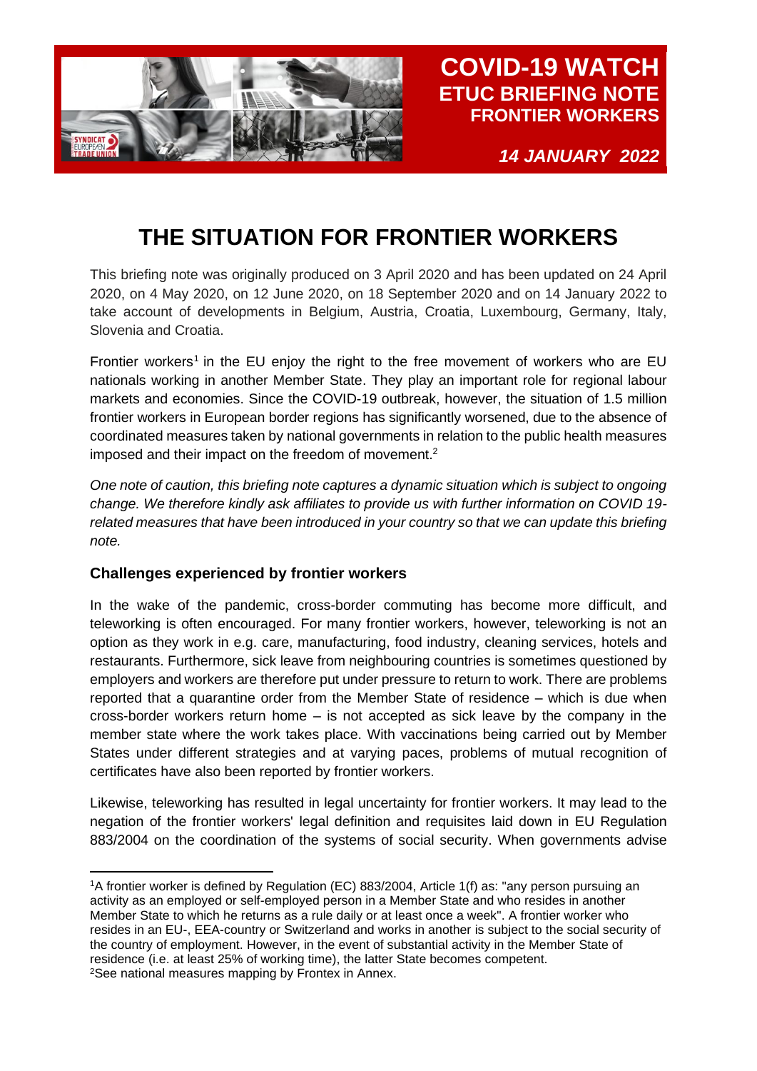# COVID-19 WATCH
## ETUC BRIEFING NOTE
### FRONTIER WORKERS

*14 JANUARY 2022*

# THE SITUATION FOR FRONTIER WORKERS

This briefing note was originally produced on 3 April 2020 and has been updated on 24 April 2020, on 4 May 2020, on 12 June 2020, on 18 September 2020 and on 14 January 2022 to take account of developments in Belgium, Austria, Croatia, Luxembourg, Germany, Italy, Slovenia and Croatia.

Frontier workers[1] in the EU enjoy the right to the free movement of workers who are EU nationals working in another Member State. They play an important role for regional labour markets and economies. Since the COVID-19 outbreak, however, the situation of 1.5 million frontier workers in European border regions has significantly worsened, due to the absence of coordinated measures taken by national governments in relation to the public health measures imposed and their impact on the freedom of movement.[2]

*One note of caution, this briefing note captures a dynamic situation which is subject to ongoing change. We therefore kindly ask affiliates to provide us with further information on COVID 19-related measures that have been introduced in your country so that we can update this briefing note.*

### Challenges experienced by frontier workers

In the wake of the pandemic, cross-border commuting has become more difficult, and teleworking is often encouraged. For many frontier workers, however, teleworking is not an option as they work in e.g. care, manufacturing, food industry, cleaning services, hotels and restaurants. Furthermore, sick leave from neighbouring countries is sometimes questioned by employers and workers are therefore put under pressure to return to work. There are problems reported that a quarantine order from the Member State of residence – which is due when cross-border workers return home – is not accepted as sick leave by the company in the member state where the work takes place. With vaccinations being carried out by Member States under different strategies and at varying paces, problems of mutual recognition of certificates have also been reported by frontier workers.

Likewise, teleworking has resulted in legal uncertainty for frontier workers. It may lead to the negation of the frontier workers' legal definition and requisites laid down in EU Regulation 883/2004 on the coordination of the systems of social security. When governments advise

---

[1] A frontier worker is defined by Regulation (EC) 883/2004, Article 1(f) as: "any person pursuing an activity as an employed or self-employed person in a Member State and who resides in another Member State to which he returns as a rule daily or at least once a week". A frontier worker who resides in an EU-, EEA-country or Switzerland and works in another is subject to the social security of the country of employment. However, in the event of substantial activity in the Member State of residence (i.e. at least 25% of working time), the latter State becomes competent.

[2] See national measures mapping by Frontex in Annex.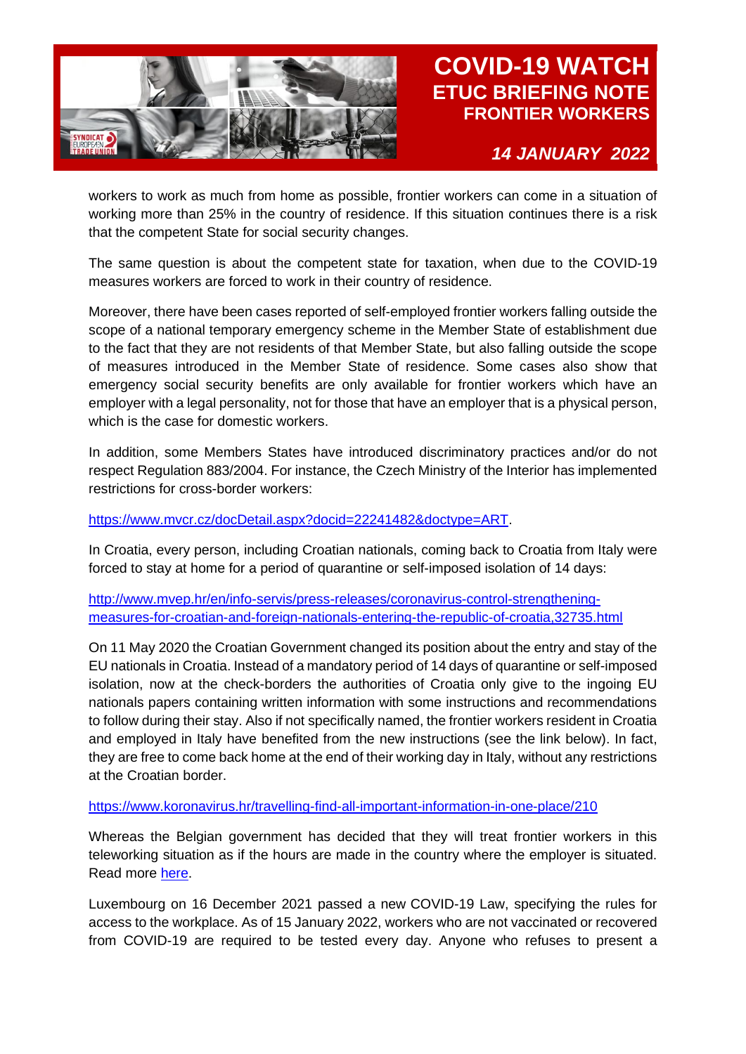workers to work as much from home as possible, frontier workers can come in a situation of working more than 25% in the country of residence. If this situation continues there is a risk that the competent State for social security changes.

The same question is about the competent state for taxation, when due to the COVID-19 measures workers are forced to work in their country of residence.

Moreover, there have been cases reported of self-employed frontier workers falling outside the scope of a national temporary emergency scheme in the Member State of establishment due to the fact that they are not residents of that Member State, but also falling outside the scope of measures introduced in the Member State of residence. Some cases also show that emergency social security benefits are only available for frontier workers which have an employer with a legal personality, not for those that have an employer that is a physical person, which is the case for domestic workers.

In addition, some Members States have introduced discriminatory practices and/or do not respect Regulation 883/2004. For instance, the Czech Ministry of the Interior has implemented restrictions for cross-border workers:

https://www.mvcr.cz/docDetail.aspx?docid=22241482&doctype=ART.

In Croatia, every person, including Croatian nationals, coming back to Croatia from Italy were forced to stay at home for a period of quarantine or self-imposed isolation of 14 days:

http://www.mvep.hr/en/info-servis/press-releases/coronavirus-control-strengthening-measures-for-croatian-and-foreign-nationals-entering-the-republic-of-croatia,32735.html

On 11 May 2020 the Croatian Government changed its position about the entry and stay of the EU nationals in Croatia. Instead of a mandatory period of 14 days of quarantine or self-imposed isolation, now at the check-borders the authorities of Croatia only give to the ingoing EU nationals papers containing written information with some instructions and recommendations to follow during their stay. Also if not specifically named, the frontier workers resident in Croatia and employed in Italy have benefited from the new instructions (see the link below). In fact, they are free to come back home at the end of their working day in Italy, without any restrictions at the Croatian border.

https://www.koronavirus.hr/travelling-find-all-important-information-in-one-place/210

Whereas the Belgian government has decided that they will treat frontier workers in this teleworking situation as if the hours are made in the country where the employer is situated. Read more here.

Luxembourg on 16 December 2021 passed a new COVID-19 Law, specifying the rules for access to the workplace. As of 15 January 2022, workers who are not vaccinated or recovered from COVID-19 are required to be tested every day. Anyone who refuses to present a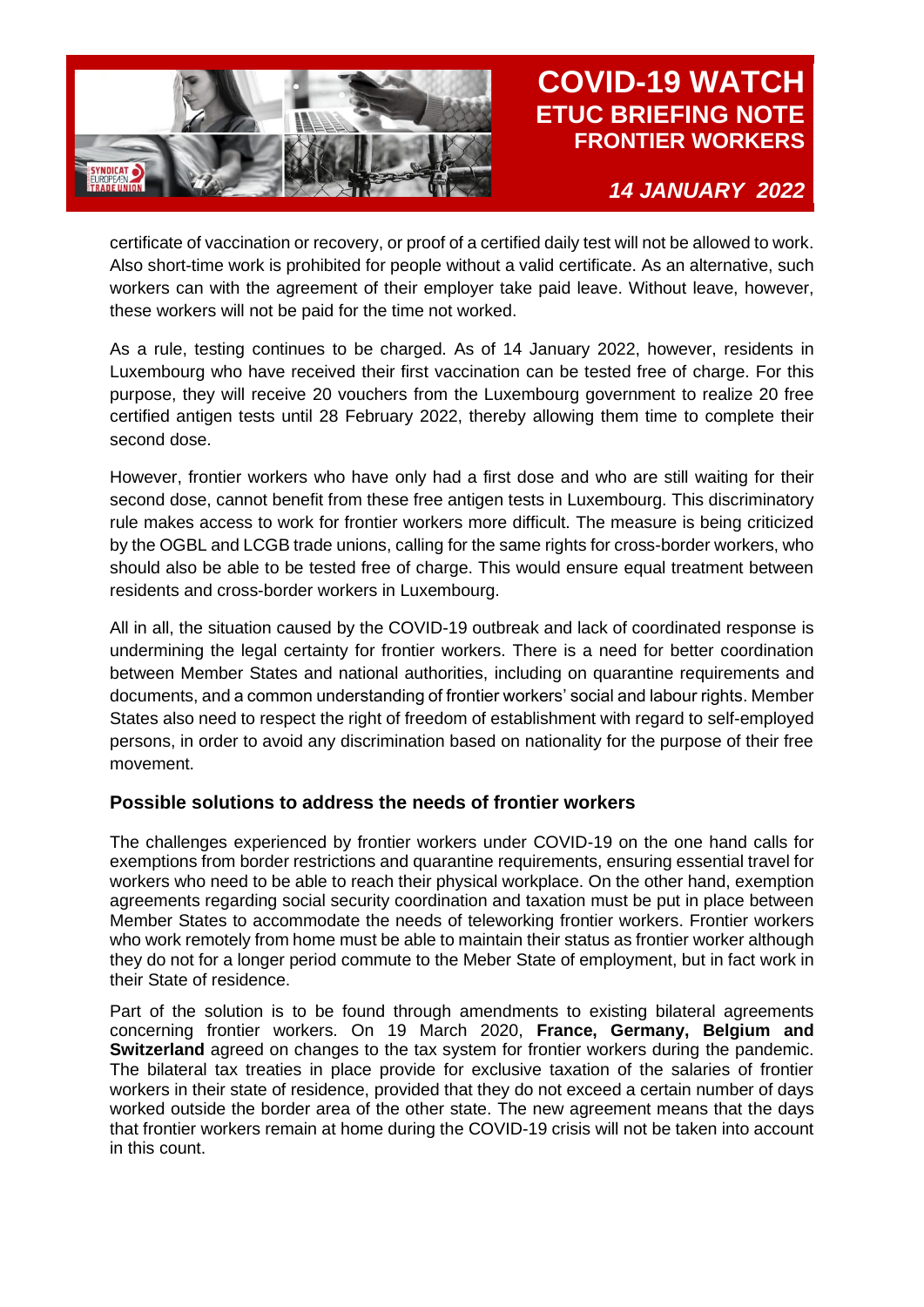certificate of vaccination or recovery, or proof of a certified daily test will not be allowed to work. Also short-time work is prohibited for people without a valid certificate. As an alternative, such workers can with the agreement of their employer take paid leave. Without leave, however, these workers will not be paid for the time not worked.

As a rule, testing continues to be charged. As of 14 January 2022, however, residents in Luxembourg who have received their first vaccination can be tested free of charge. For this purpose, they will receive 20 vouchers from the Luxembourg government to realize 20 free certified antigen tests until 28 February 2022, thereby allowing them time to complete their second dose.

However, frontier workers who have only had a first dose and who are still waiting for their second dose, cannot benefit from these free antigen tests in Luxembourg. This discriminatory rule makes access to work for frontier workers more difficult. The measure is being criticized by the OGBL and LCGB trade unions, calling for the same rights for cross-border workers, who should also be able to be tested free of charge. This would ensure equal treatment between residents and cross-border workers in Luxembourg.

All in all, the situation caused by the COVID-19 outbreak and lack of coordinated response is undermining the legal certainty for frontier workers. There is a need for better coordination between Member States and national authorities, including on quarantine requirements and documents, and a common understanding of frontier workers' social and labour rights. Member States also need to respect the right of freedom of establishment with regard to self-employed persons, in order to avoid any discrimination based on nationality for the purpose of their free movement.

## Possible solutions to address the needs of frontier workers

The challenges experienced by frontier workers under COVID-19 on the one hand calls for exemptions from border restrictions and quarantine requirements, ensuring essential travel for workers who need to be able to reach their physical workplace. On the other hand, exemption agreements regarding social security coordination and taxation must be put in place between Member States to accommodate the needs of teleworking frontier workers. Frontier workers who work remotely from home must be able to maintain their status as frontier worker although they do not for a longer period commute to the Meber State of employment, but in fact work in their State of residence.

Part of the solution is to be found through amendments to existing bilateral agreements concerning frontier workers. On 19 March 2020, **France, Germany, Belgium and Switzerland** agreed on changes to the tax system for frontier workers during the pandemic. The bilateral tax treaties in place provide for exclusive taxation of the salaries of frontier workers in their state of residence, provided that they do not exceed a certain number of days worked outside the border area of the other state. The new agreement means that the days that frontier workers remain at home during the COVID-19 crisis will not be taken into account in this count.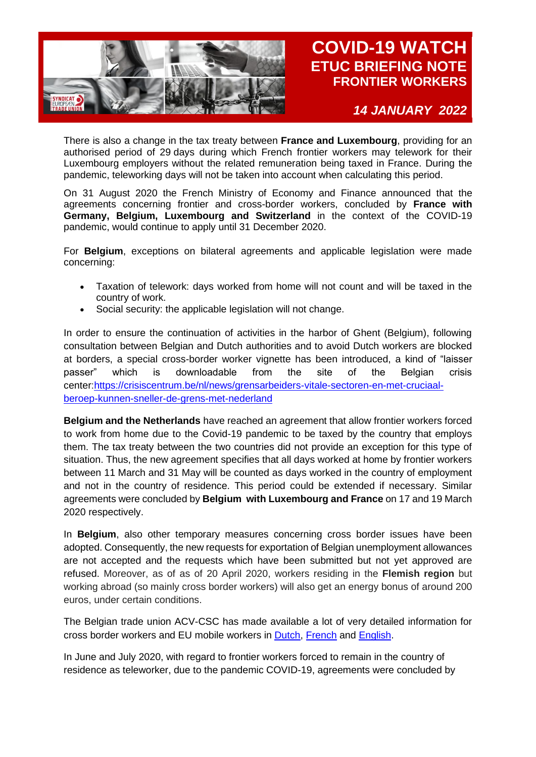There is also a change in the tax treaty between **France and Luxembourg**, providing for an authorised period of 29 days during which French frontier workers may telework for their Luxembourg employers without the related remuneration being taxed in France. During the pandemic, teleworking days will not be taken into account when calculating this period.

On 31 August 2020 the French Ministry of Economy and Finance announced that the agreements concerning frontier and cross-border workers, concluded by **France with Germany, Belgium, Luxembourg and Switzerland** in the context of the COVID-19 pandemic, would continue to apply until 31 December 2020.

For **Belgium**, exceptions on bilateral agreements and applicable legislation were made concerning:

- Taxation of telework: days worked from home will not count and will be taxed in the country of work.
- Social security: the applicable legislation will not change.

In order to ensure the continuation of activities in the harbor of Ghent (Belgium), following consultation between Belgian and Dutch authorities and to avoid Dutch workers are blocked at borders, a special cross-border worker vignette has been introduced, a kind of "laisser passer" which is downloadable from the site of the Belgian crisis center:[https://crisiscentrum.be/nl/news/grensarbeiders-vitale-sectoren-en-met-cruciaal-beroep-kunnen-sneller-de-grens-met-nederland](https://crisiscentrum.be/nl/news/grensarbeiders-vitale-sectoren-en-met-cruciaal-beroep-kunnen-sneller-de-grens-met-nederland)

**Belgium and the Netherlands** have reached an agreement that allow frontier workers forced to work from home due to the Covid-19 pandemic to be taxed by the country that employs them. The tax treaty between the two countries did not provide an exception for this type of situation. Thus, the new agreement specifies that all days worked at home by frontier workers between 11 March and 31 May will be counted as days worked in the country of employment and not in the country of residence. This period could be extended if necessary. Similar agreements were concluded by **Belgium with Luxembourg and France** on 17 and 19 March 2020 respectively.

In **Belgium**, also other temporary measures concerning cross border issues have been adopted. Consequently, the new requests for exportation of Belgian unemployment allowances are not accepted and the requests which have been submitted but not yet approved are refused. Moreover, as of as of 20 April 2020, workers residing in the **Flemish region** but working abroad (so mainly cross border workers) will also get an energy bonus of around 200 euros, under certain conditions.

The Belgian trade union ACV-CSC has made available a lot of very detailed information for cross border workers and EU mobile workers in Dutch, French and English.

In June and July 2020, with regard to frontier workers forced to remain in the country of residence as teleworker, due to the pandemic COVID-19, agreements were concluded by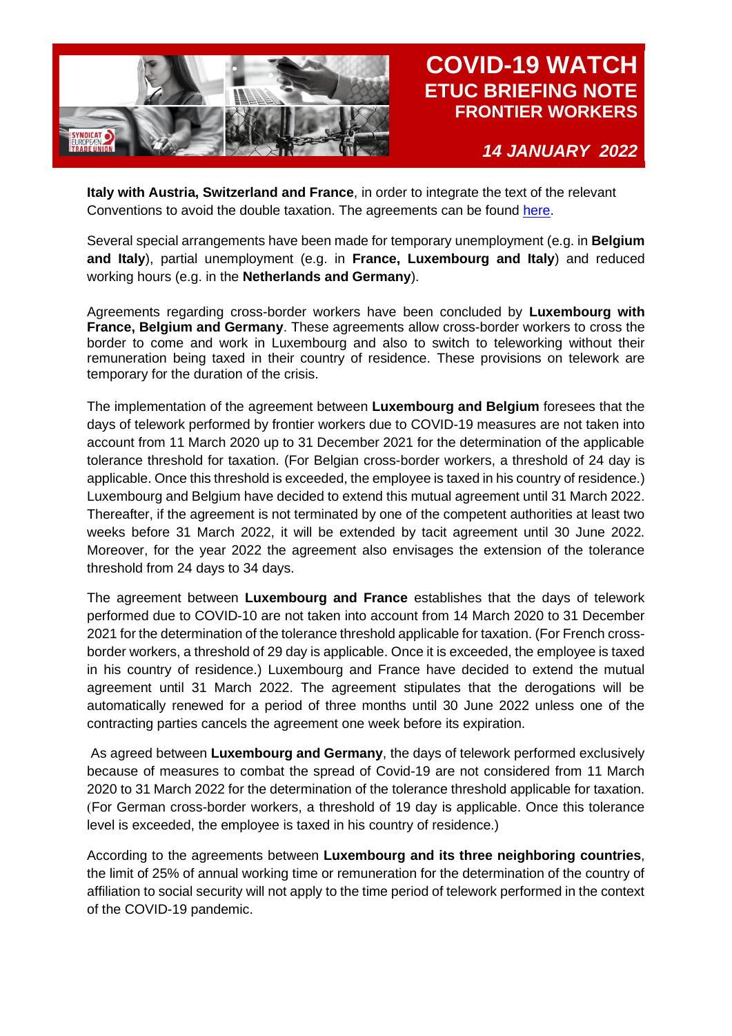**Italy with Austria, Switzerland and France**, in order to integrate the text of the relevant Conventions to avoid the double taxation. The agreements can be found [here](here).

Several special arrangements have been made for temporary unemployment (e.g. in **Belgium and Italy**), partial unemployment (e.g. in **France, Luxembourg and Italy**) and reduced working hours (e.g. in the **Netherlands and Germany**).

Agreements regarding cross-border workers have been concluded by **Luxembourg with France, Belgium and Germany**. These agreements allow cross-border workers to cross the border to come and work in Luxembourg and also to switch to teleworking without their remuneration being taxed in their country of residence. These provisions on telework are temporary for the duration of the crisis.

The implementation of the agreement between **Luxembourg and Belgium** foresees that the days of telework performed by frontier workers due to COVID-19 measures are not taken into account from 11 March 2020 up to 31 December 2021 for the determination of the applicable tolerance threshold for taxation. (For Belgian cross-border workers, a threshold of 24 day is applicable. Once this threshold is exceeded, the employee is taxed in his country of residence.) Luxembourg and Belgium have decided to extend this mutual agreement until 31 March 2022. Thereafter, if the agreement is not terminated by one of the competent authorities at least two weeks before 31 March 2022, it will be extended by tacit agreement until 30 June 2022. Moreover, for the year 2022 the agreement also envisages the extension of the tolerance threshold from 24 days to 34 days.

The agreement between **Luxembourg and France** establishes that the days of telework performed due to COVID-10 are not taken into account from 14 March 2020 to 31 December 2021 for the determination of the tolerance threshold applicable for taxation. (For French cross-border workers, a threshold of 29 day is applicable. Once it is exceeded, the employee is taxed in his country of residence.) Luxembourg and France have decided to extend the mutual agreement until 31 March 2022. The agreement stipulates that the derogations will be automatically renewed for a period of three months until 30 June 2022 unless one of the contracting parties cancels the agreement one week before its expiration.

As agreed between **Luxembourg and Germany**, the days of telework performed exclusively because of measures to combat the spread of Covid-19 are not considered from 11 March 2020 to 31 March 2022 for the determination of the tolerance threshold applicable for taxation. (For German cross-border workers, a threshold of 19 day is applicable. Once this tolerance level is exceeded, the employee is taxed in his country of residence.)

According to the agreements between **Luxembourg and its three neighboring countries**, the limit of 25% of annual working time or remuneration for the determination of the country of affiliation to social security will not apply to the time period of telework performed in the context of the COVID-19 pandemic.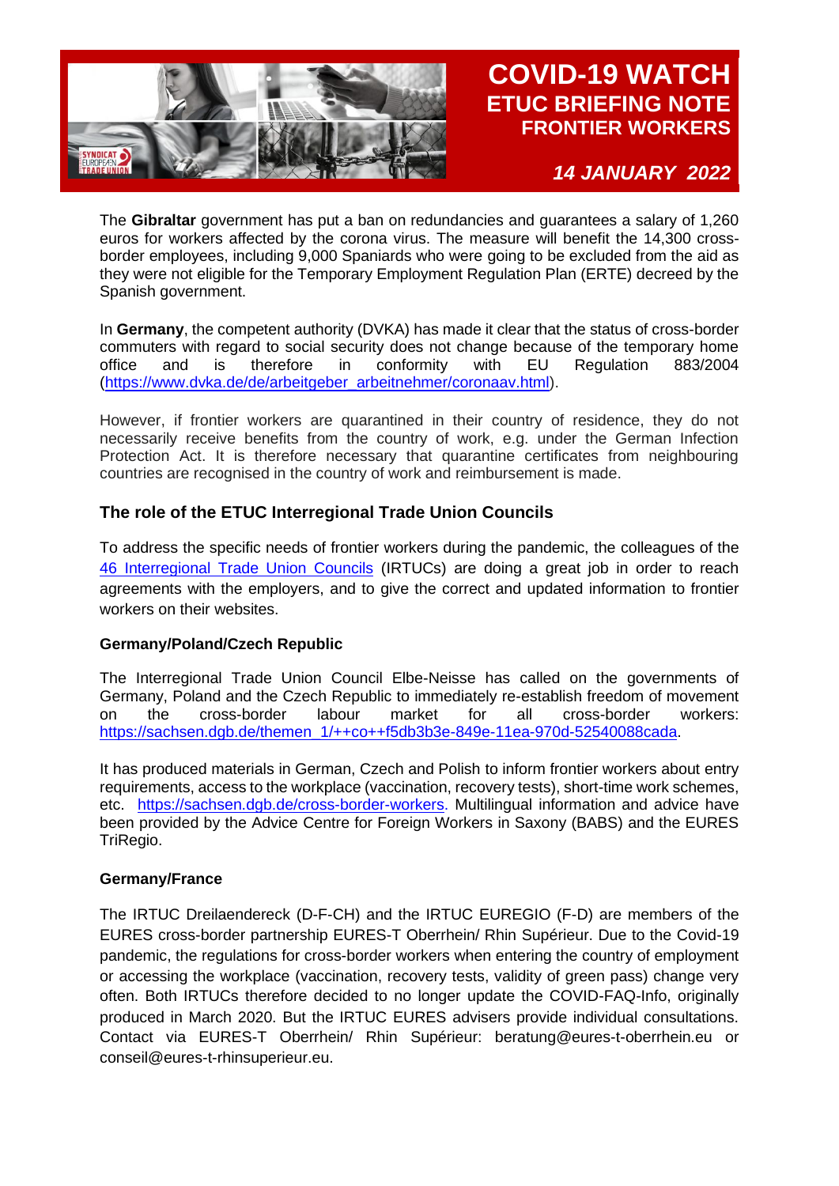The **Gibraltar** government has put a ban on redundancies and guarantees a salary of 1,260 euros for workers affected by the corona virus. The measure will benefit the 14,300 cross-border employees, including 9,000 Spaniards who were going to be excluded from the aid as they were not eligible for the Temporary Employment Regulation Plan (ERTE) decreed by the Spanish government.

In **Germany**, the competent authority (DVKA) has made it clear that the status of cross-border commuters with regard to social security does not change because of the temporary home office and is therefore in conformity with EU Regulation 883/2004 (https://www.dvka.de/de/arbeitgeber_arbeitnehmer/coronaav.html).

However, if frontier workers are quarantined in their country of residence, they do not necessarily receive benefits from the country of work, e.g. under the German Infection Protection Act. It is therefore necessary that quarantine certificates from neighbouring countries are recognised in the country of work and reimbursement is made.

## The role of the ETUC Interregional Trade Union Councils

To address the specific needs of frontier workers during the pandemic, the colleagues of the 46 Interregional Trade Union Councils (IRTUCs) are doing a great job in order to reach agreements with the employers, and to give the correct and updated information to frontier workers on their websites.

### Germany/Poland/Czech Republic

The Interregional Trade Union Council Elbe-Neisse has called on the governments of Germany, Poland and the Czech Republic to immediately re-establish freedom of movement on the cross-border labour market for all cross-border workers: https://sachsen.dgb.de/themen_1/++co++f5db3b3e-849e-11ea-970d-52540088cada.

It has produced materials in German, Czech and Polish to inform frontier workers about entry requirements, access to the workplace (vaccination, recovery tests), short-time work schemes, etc. https://sachsen.dgb.de/cross-border-workers. Multilingual information and advice have been provided by the Advice Centre for Foreign Workers in Saxony (BABS) and the EURES TriRegio.

### Germany/France

The IRTUC Dreilaendereck (D-F-CH) and the IRTUC EUREGIO (F-D) are members of the EURES cross-border partnership EURES-T Oberrhein/ Rhin Supérieur. Due to the Covid-19 pandemic, the regulations for cross-border workers when entering the country of employment or accessing the workplace (vaccination, recovery tests, validity of green pass) change very often. Both IRTUCs therefore decided to no longer update the COVID-FAQ-Info, originally produced in March 2020. But the IRTUC EURES advisers provide individual consultations. Contact via EURES-T Oberrhein/ Rhin Supérieur: beratung@eures-t-oberrhein.eu or conseil@eures-t-rhinsuperieur.eu.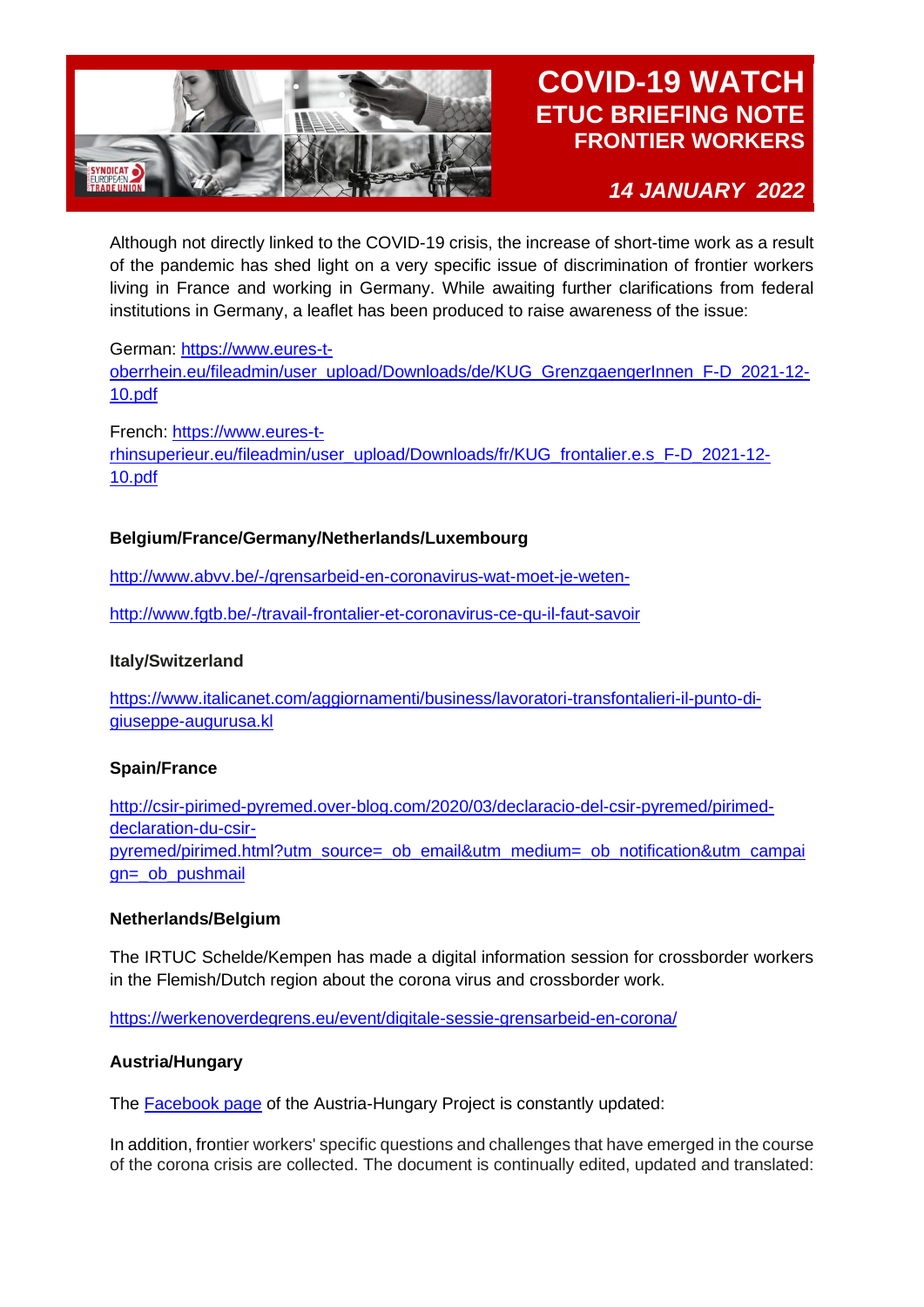# COVID-19 WATCH
## ETUC BRIEFING NOTE
### FRONTIER WORKERS

***14 JANUARY 2022***

Although not directly linked to the COVID-19 crisis, the increase of short-time work as a result of the pandemic has shed light on a very specific issue of discrimination of frontier workers living in France and working in Germany. While awaiting further clarifications from federal institutions in Germany, a leaflet has been produced to raise awareness of the issue:

German: https://www.eures-t-oberrhein.eu/fileadmin/user_upload/Downloads/de/KUG_GrenzgaengerInnen_F-D_2021-12-10.pdf

French: https://www.eures-t-rhinsuperieur.eu/fileadmin/user_upload/Downloads/fr/KUG_frontalier.e.s_F-D_2021-12-10.pdf

**Belgium/France/Germany/Netherlands/Luxembourg**

http://www.abvv.be/-/grensarbeid-en-coronavirus-wat-moet-je-weten-

http://www.fgtb.be/-/travail-frontalier-et-coronavirus-ce-qu-il-faut-savoir

**Italy/Switzerland**

https://www.italicanet.com/aggiornamenti/business/lavoratori-transfontalieri-il-punto-di-giuseppe-augurusa.kl

**Spain/France**

http://csir-pirimed-pyremed.over-blog.com/2020/03/declaracio-del-csir-pyremed/pirimed-declaration-du-csir-pyremed/pirimed.html?utm_source=_ob_email&utm_medium=_ob_notification&utm_campaign=_ob_pushmail

**Netherlands/Belgium**

The IRTUC Schelde/Kempen has made a digital information session for crossborder workers in the Flemish/Dutch region about the corona virus and crossborder work.

https://werkenoverdegrens.eu/event/digitale-sessie-grensarbeid-en-corona/

**Austria/Hungary**

The Facebook page of the Austria-Hungary Project is constantly updated:

In addition, frontier workers' specific questions and challenges that have emerged in the course of the corona crisis are collected. The document is continually edited, updated and translated: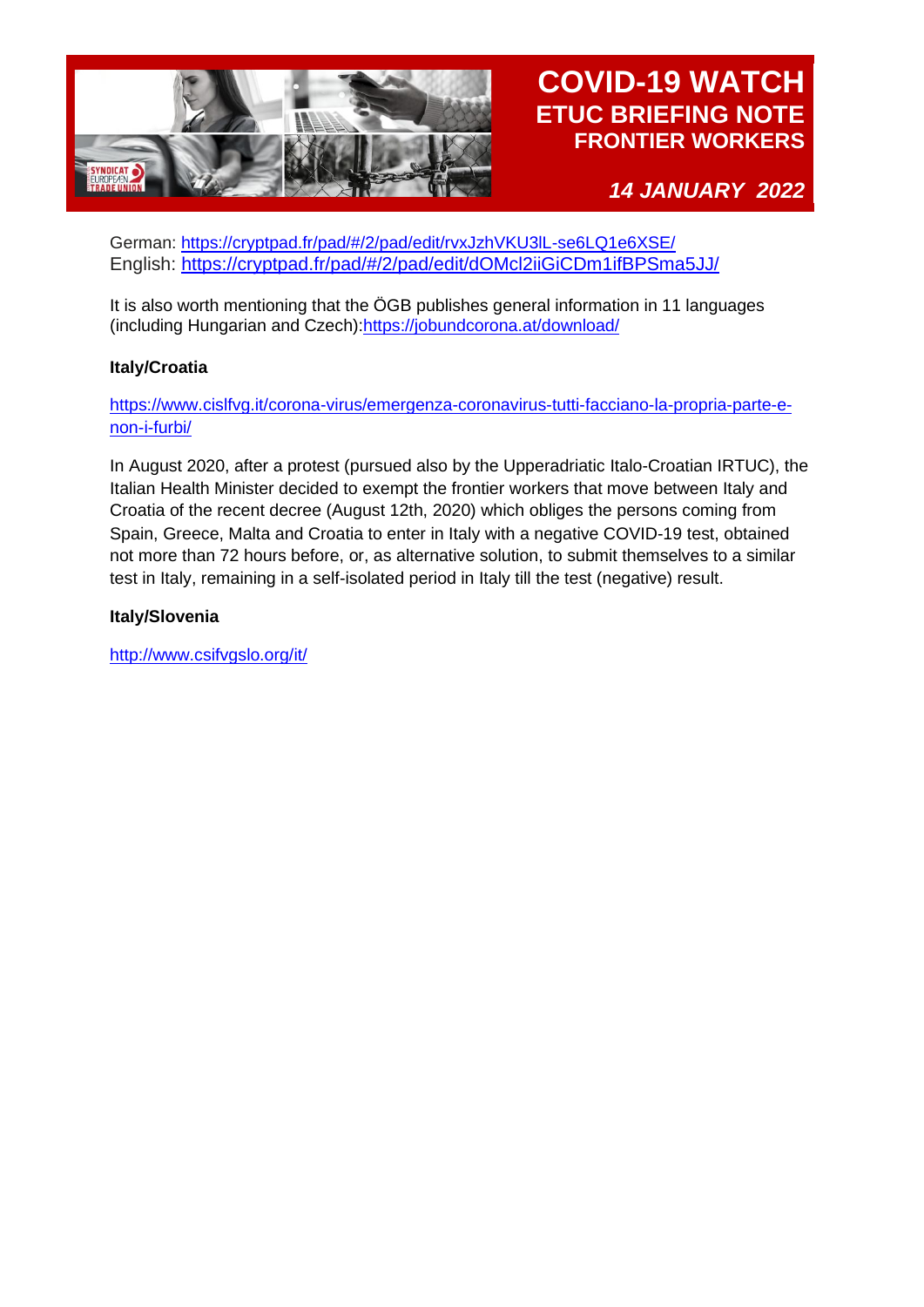German: https://cryptpad.fr/pad/#/2/pad/edit/rvxJzhVKU3lL-se6LQ1e6XSE/
English: https://cryptpad.fr/pad/#/2/pad/edit/dOMcl2iiGiCDm1ifBPSma5JJ/

It is also worth mentioning that the ÖGB publishes general information in 11 languages (including Hungarian and Czech):https://jobundcorona.at/download/

**Italy/Croatia**

https://www.cislfvg.it/corona-virus/emergenza-coronavirus-tutti-facciano-la-propria-parte-e-non-i-furbi/

In August 2020, after a protest (pursued also by the Upperadriatic Italo-Croatian IRTUC), the Italian Health Minister decided to exempt the frontier workers that move between Italy and Croatia of the recent decree (August 12th, 2020) which obliges the persons coming from Spain, Greece, Malta and Croatia to enter in Italy with a negative COVID-19 test, obtained not more than 72 hours before, or, as alternative solution, to submit themselves to a similar test in Italy, remaining in a self-isolated period in Italy till the test (negative) result.

**Italy/Slovenia**

http://www.csifvgslo.org/it/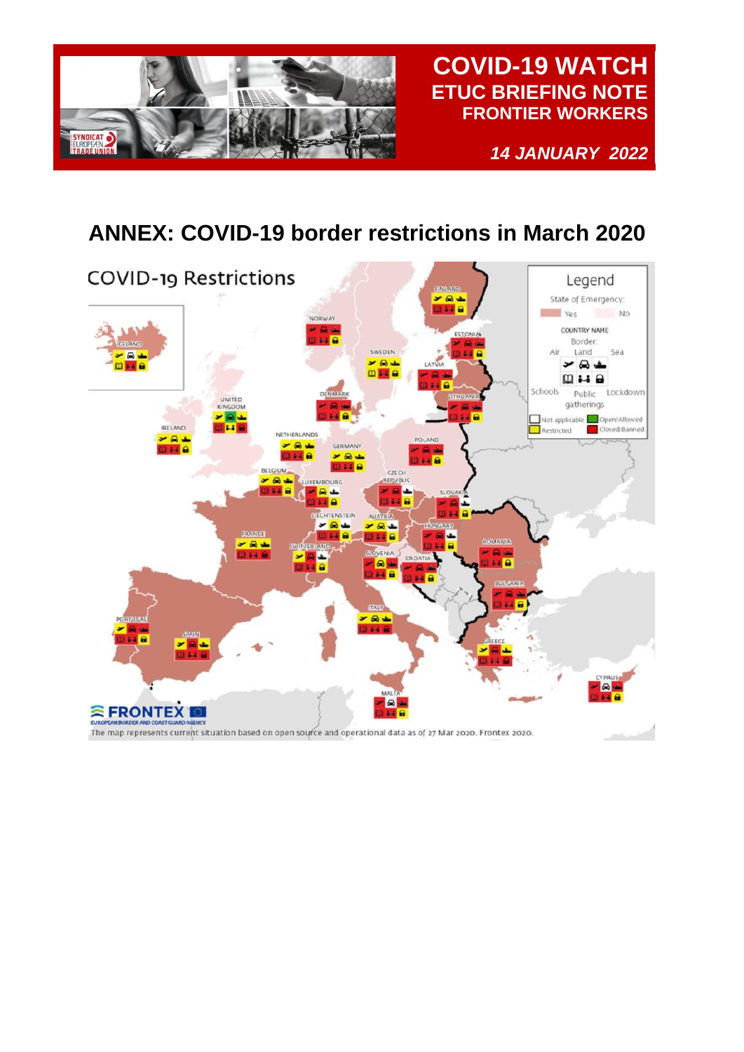# ANNEX: COVID-19 border restrictions in March 2020

COVID-19 Restrictions

Legend

State of Emergency:

Yes No

COUNTRY NAME

Border:

Air Land Sea

Schools Public gatherings Lockdown

Not applicable Open/Allowed

Restricted Closed/Banned

ICELAND

NORWAY

FINLAND

SWEDEN

ESTONIA

LATVIA

LITHUANIA

DENMARK

UNITED KINGDOM

IRELAND

NETHERLANDS

GERMANY

POLAND

BELGIUM

LUXEMBOURG

CZECH REPUBLIC

SLOVAKIA

LIECHTENSTEIN

AUSTRIA

HUNGARY

FRANCE

SWITZERLAND

SLOVENIA

CROATIA

ROMANIA

BULGARIA

ITALY

PORTUGAL

SPAIN

GREECE

CYPRUS

MALTA

FRONTEX

EUROPEAN BORDER AND COAST GUARD AGENCY

The map represents current situation based on open source and operational data as of 27 Mar 2020. Frontex 2020.